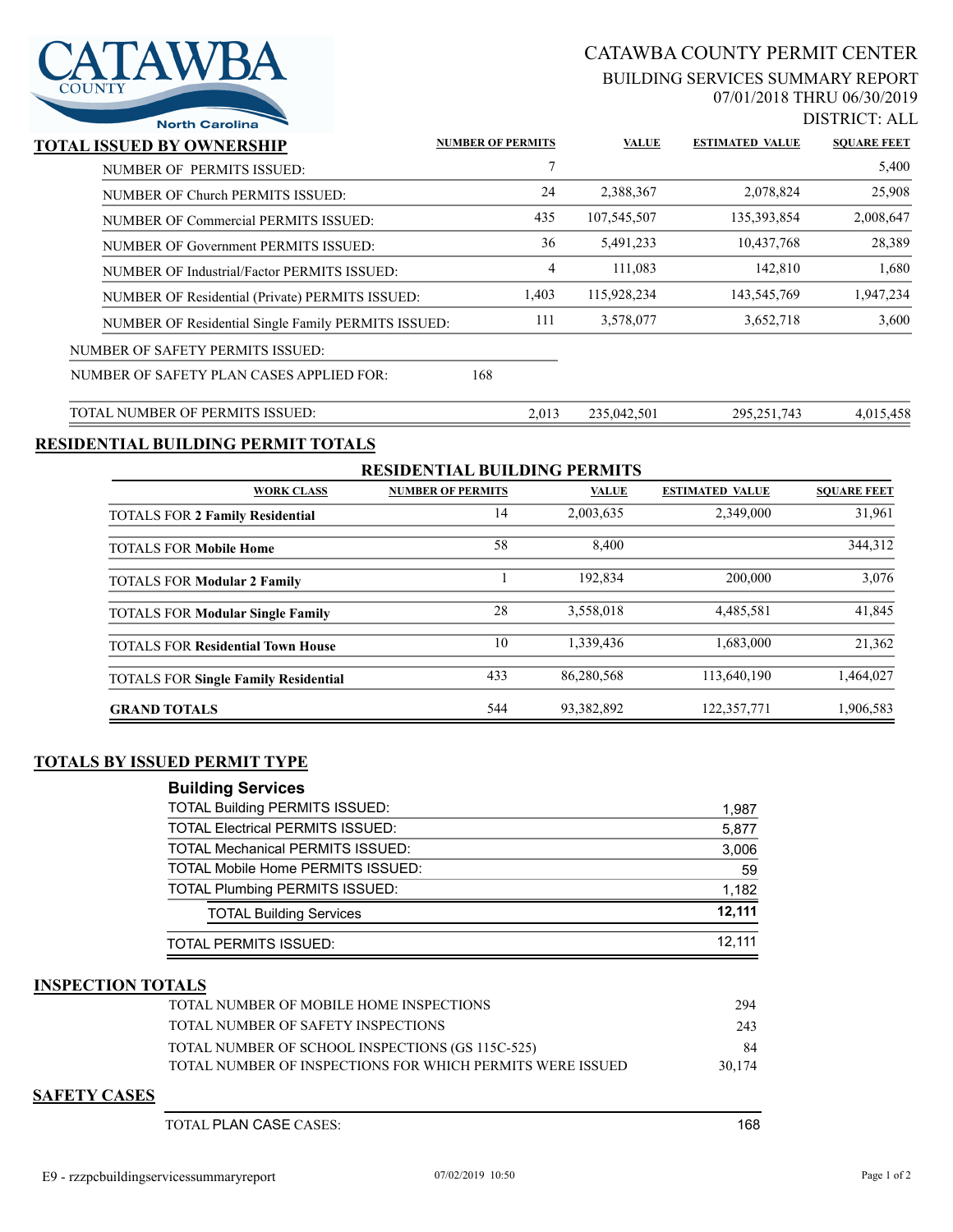# CATAWBA COUNTY PERMIT CENTER

## BUILDING SERVICES SUMMARY REPORT

07/01/2018 THRU 06/30/2019

DISTRICT: ALL

## TOTAL ISSUED BY OWNERSHIP

| | NUMBER OF PERMITS | VALUE | ESTIMATED VALUE | SQUARE FEET |
|---|---|---|---|---|
| NUMBER OF PERMITS ISSUED: | 7 | | | 5,400 |
| NUMBER OF Church PERMITS ISSUED: | 24 | 2,388,367 | 2,078,824 | 25,908 |
| NUMBER OF Commercial PERMITS ISSUED: | 435 | 107,545,507 | 135,393,854 | 2,008,647 |
| NUMBER OF Government PERMITS ISSUED: | 36 | 5,491,233 | 10,437,768 | 28,389 |
| NUMBER OF Industrial/Factor PERMITS ISSUED: | 4 | 111,083 | 142,810 | 1,680 |
| NUMBER OF Residential (Private) PERMITS ISSUED: | 1,403 | 115,928,234 | 143,545,769 | 1,947,234 |
| NUMBER OF Residential Single Family PERMITS ISSUED: | 111 | 3,578,077 | 3,652,718 | 3,600 |
| NUMBER OF SAFETY PERMITS ISSUED: | | | | |
| NUMBER OF SAFETY PLAN CASES APPLIED FOR: 168 | | | | |
| TOTAL NUMBER OF PERMITS ISSUED: | 2,013 | 235,042,501 | 295,251,743 | 4,015,458 |

## RESIDENTIAL BUILDING PERMIT TOTALS

### RESIDENTIAL BUILDING PERMITS

| WORK CLASS | NUMBER OF PERMITS | VALUE | ESTIMATED VALUE | SQUARE FEET |
|---|---|---|---|---|
| TOTALS FOR **2 Family Residential** | 14 | 2,003,635 | 2,349,000 | 31,961 |
| TOTALS FOR **Mobile Home** | 58 | 8,400 | | 344,312 |
| TOTALS FOR **Modular 2 Family** | 1 | 192,834 | 200,000 | 3,076 |
| TOTALS FOR **Modular Single Family** | 28 | 3,558,018 | 4,485,581 | 41,845 |
| TOTALS FOR **Residential Town House** | 10 | 1,339,436 | 1,683,000 | 21,362 |
| TOTALS FOR **Single Family Residential** | 433 | 86,280,568 | 113,640,190 | 1,464,027 |
| **GRAND TOTALS** | 544 | 93,382,892 | 122,357,771 | 1,906,583 |

## TOTALS BY ISSUED PERMIT TYPE

### Building Services

| | |
|---|---|
| TOTAL Building PERMITS ISSUED: | 1,987 |
| TOTAL Electrical PERMITS ISSUED: | 5,877 |
| TOTAL Mechanical PERMITS ISSUED: | 3,006 |
| TOTAL Mobile Home PERMITS ISSUED: | 59 |
| TOTAL Plumbing PERMITS ISSUED: | 1,182 |
| TOTAL Building Services | **12,111** |
| TOTAL PERMITS ISSUED: | 12,111 |

## INSPECTION TOTALS

| | |
|---|---|
| TOTAL NUMBER OF MOBILE HOME INSPECTIONS | 294 |
| TOTAL NUMBER OF SAFETY INSPECTIONS | 243 |
| TOTAL NUMBER OF SCHOOL INSPECTIONS (GS 115C-525) | 84 |
| TOTAL NUMBER OF INSPECTIONS FOR WHICH PERMITS WERE ISSUED | 30,174 |

## SAFETY CASES

| | |
|---|---|
| TOTAL PLAN CASE CASES: | 168 |

E9 - rzzpcbuildingservicessummaryreport 07/02/2019 10:50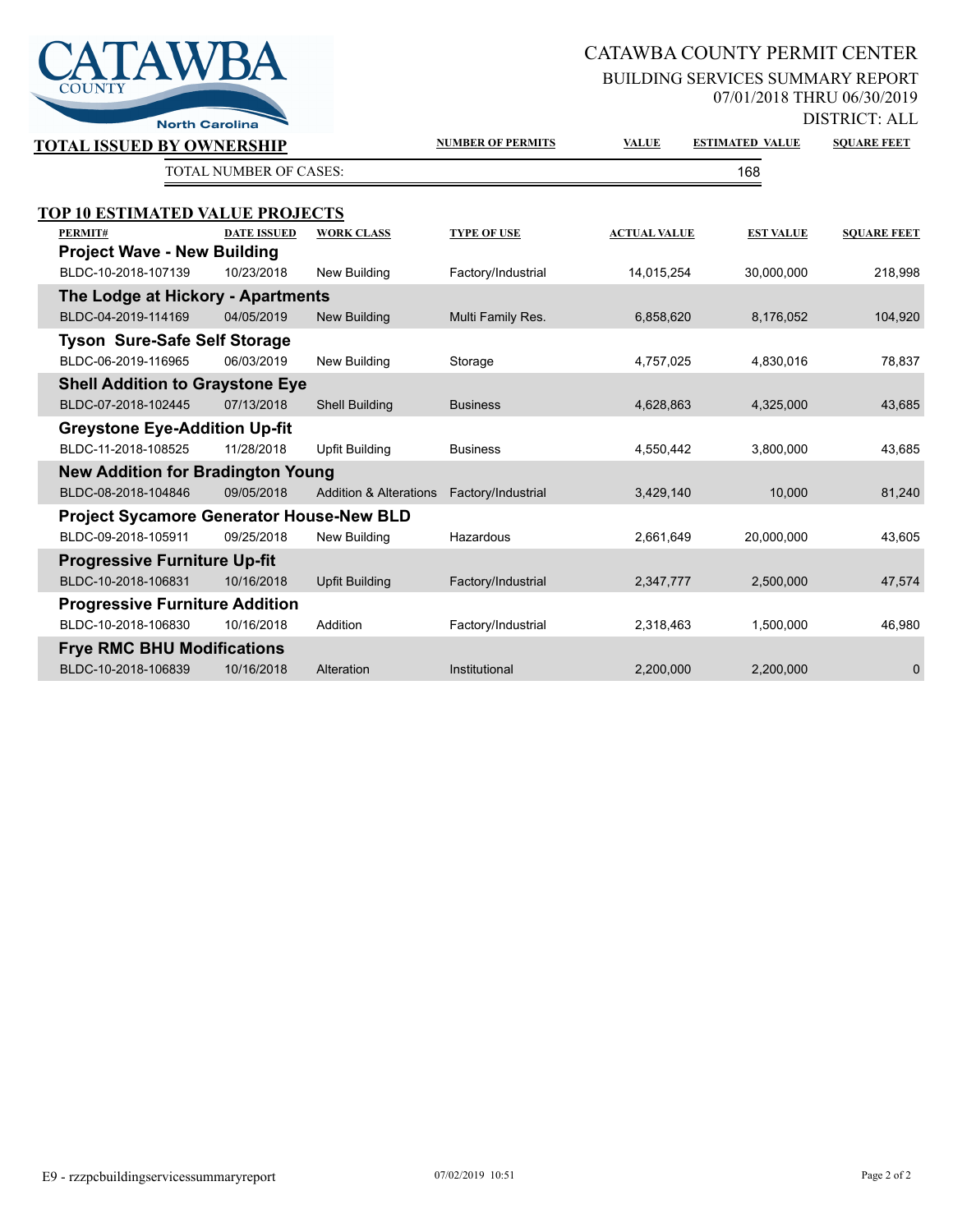CATAWBA COUNTY PERMIT CENTER

BUILDING SERVICES SUMMARY REPORT

07/01/2018 THRU 06/30/2019

DISTRICT: ALL

## TOTAL ISSUED BY OWNERSHIP

| | NUMBER OF PERMITS | VALUE | ESTIMATED VALUE | SQUARE FEET |
|---|---|---|---|---|
| TOTAL NUMBER OF CASES: | | | 168 | |

## TOP 10 ESTIMATED VALUE PROJECTS

| PERMIT# | DATE ISSUED | WORK CLASS | TYPE OF USE | ACTUAL VALUE | EST VALUE | SQUARE FEET |
|---|---|---|---|---|---|---|
| **Project Wave - New Building** | | | | | | |
| BLDC-10-2018-107139 | 10/23/2018 | New Building | Factory/Industrial | 14,015,254 | 30,000,000 | 218,998 |
| **The Lodge at Hickory - Apartments** | | | | | | |
| BLDC-04-2019-114169 | 04/05/2019 | New Building | Multi Family Res. | 6,858,620 | 8,176,052 | 104,920 |
| **Tyson Sure-Safe Self Storage** | | | | | | |
| BLDC-06-2019-116965 | 06/03/2019 | New Building | Storage | 4,757,025 | 4,830,016 | 78,837 |
| **Shell Addition to Graystone Eye** | | | | | | |
| BLDC-07-2018-102445 | 07/13/2018 | Shell Building | Business | 4,628,863 | 4,325,000 | 43,685 |
| **Greystone Eye-Addition Up-fit** | | | | | | |
| BLDC-11-2018-108525 | 11/28/2018 | Upfit Building | Business | 4,550,442 | 3,800,000 | 43,685 |
| **New Addition for Bradington Young** | | | | | | |
| BLDC-08-2018-104846 | 09/05/2018 | Addition & Alterations | Factory/Industrial | 3,429,140 | 10,000 | 81,240 |
| **Project Sycamore Generator House-New BLD** | | | | | | |
| BLDC-09-2018-105911 | 09/25/2018 | New Building | Hazardous | 2,661,649 | 20,000,000 | 43,605 |
| **Progressive Furniture Up-fit** | | | | | | |
| BLDC-10-2018-106831 | 10/16/2018 | Upfit Building | Factory/Industrial | 2,347,777 | 2,500,000 | 47,574 |
| **Progressive Furniture Addition** | | | | | | |
| BLDC-10-2018-106830 | 10/16/2018 | Addition | Factory/Industrial | 2,318,463 | 1,500,000 | 46,980 |
| **Frye RMC BHU Modifications** | | | | | | |
| BLDC-10-2018-106839 | 10/16/2018 | Alteration | Institutional | 2,200,000 | 2,200,000 | 0 |

E9 - rzzpcbuildingservicessummaryreport 07/02/2019 10:51